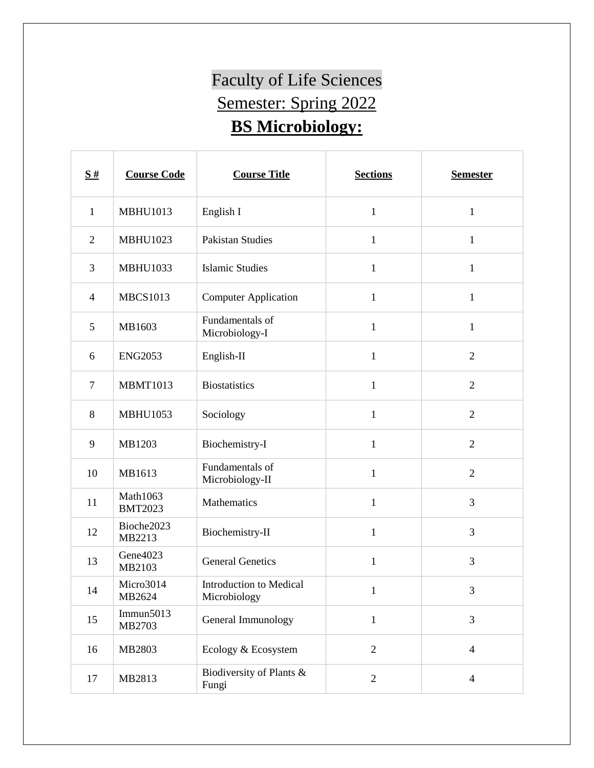# Faculty of Life Sciences

## Semester: Spring 2022

## BS Microbiology:

| S # | Course Code | Course Title | Sections | Semester |
|---|---|---|---|---|
| 1 | MBHU1013 | English I | 1 | 1 |
| 2 | MBHU1023 | Pakistan Studies | 1 | 1 |
| 3 | MBHU1033 | Islamic Studies | 1 | 1 |
| 4 | MBCS1013 | Computer Application | 1 | 1 |
| 5 | MB1603 | Fundamentals of Microbiology-I | 1 | 1 |
| 6 | ENG2053 | English-II | 1 | 2 |
| 7 | MBMT1013 | Biostatistics | 1 | 2 |
| 8 | MBHU1053 | Sociology | 1 | 2 |
| 9 | MB1203 | Biochemistry-I | 1 | 2 |
| 10 | MB1613 | Fundamentals of Microbiology-II | 1 | 2 |
| 11 | Math1063 BMT2023 | Mathematics | 1 | 3 |
| 12 | Bioche2023 MB2213 | Biochemistry-II | 1 | 3 |
| 13 | Gene4023 MB2103 | General Genetics | 1 | 3 |
| 14 | Micro3014 MB2624 | Introduction to Medical Microbiology | 1 | 3 |
| 15 | Immun5013 MB2703 | General Immunology | 1 | 3 |
| 16 | MB2803 | Ecology & Ecosystem | 2 | 4 |
| 17 | MB2813 | Biodiversity of Plants & Fungi | 2 | 4 |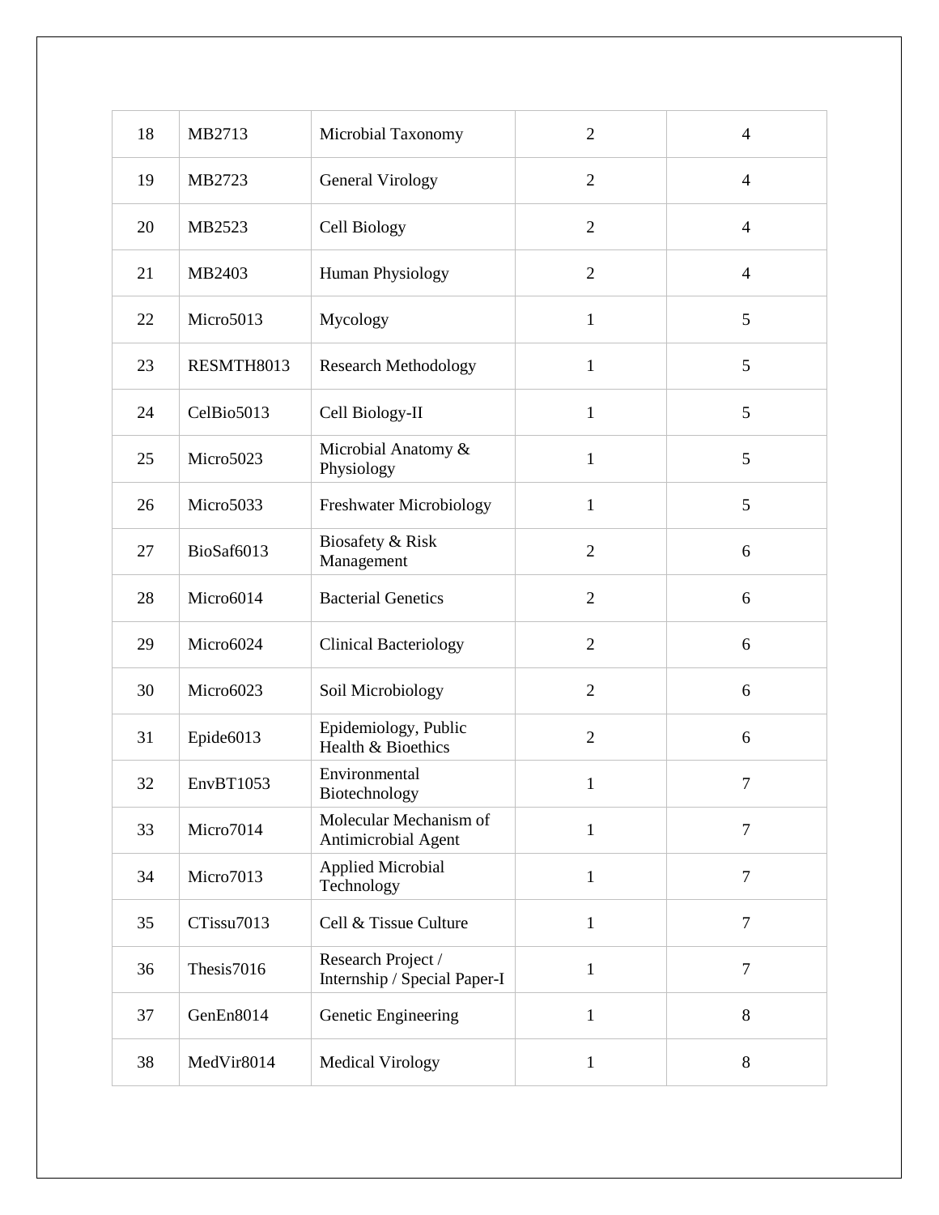| 18 | MB2713 | Microbial Taxonomy | 2 | 4 |
|---|---|---|---|---|
| 19 | MB2723 | General Virology | 2 | 4 |
| 20 | MB2523 | Cell Biology | 2 | 4 |
| 21 | MB2403 | Human Physiology | 2 | 4 |
| 22 | Micro5013 | Mycology | 1 | 5 |
| 23 | RESMTH8013 | Research Methodology | 1 | 5 |
| 24 | CelBio5013 | Cell Biology-II | 1 | 5 |
| 25 | Micro5023 | Microbial Anatomy & Physiology | 1 | 5 |
| 26 | Micro5033 | Freshwater Microbiology | 1 | 5 |
| 27 | BioSaf6013 | Biosafety & Risk Management | 2 | 6 |
| 28 | Micro6014 | Bacterial Genetics | 2 | 6 |
| 29 | Micro6024 | Clinical Bacteriology | 2 | 6 |
| 30 | Micro6023 | Soil Microbiology | 2 | 6 |
| 31 | Epide6013 | Epidemiology, Public Health & Bioethics | 2 | 6 |
| 32 | EnvBT1053 | Environmental Biotechnology | 1 | 7 |
| 33 | Micro7014 | Molecular Mechanism of Antimicrobial Agent | 1 | 7 |
| 34 | Micro7013 | Applied Microbial Technology | 1 | 7 |
| 35 | CTissu7013 | Cell & Tissue Culture | 1 | 7 |
| 36 | Thesis7016 | Research Project / Internship / Special Paper-I | 1 | 7 |
| 37 | GenEn8014 | Genetic Engineering | 1 | 8 |
| 38 | MedVir8014 | Medical Virology | 1 | 8 |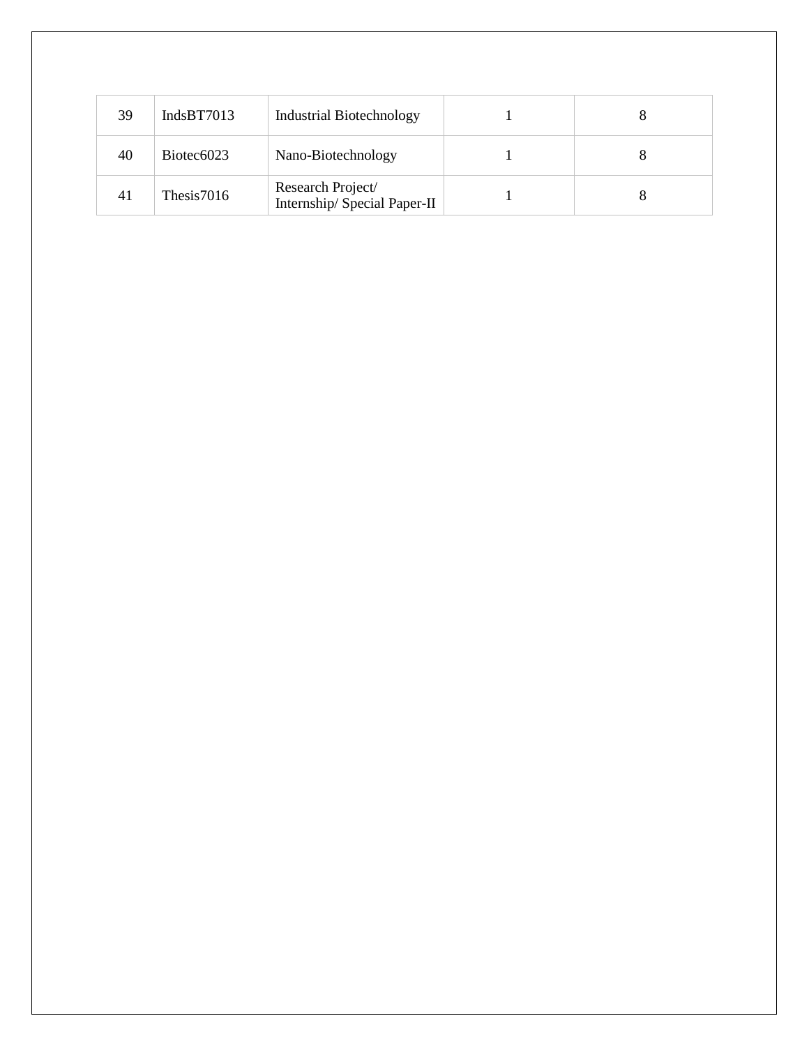| | | | | |
|---|---|---|---|---|
| 39 | IndsBT7013 | Industrial Biotechnology | 1 | 8 |
| 40 | Biotec6023 | Nano-Biotechnology | 1 | 8 |
| 41 | Thesis7016 | Research Project/ Internship/ Special Paper-II | 1 | 8 |